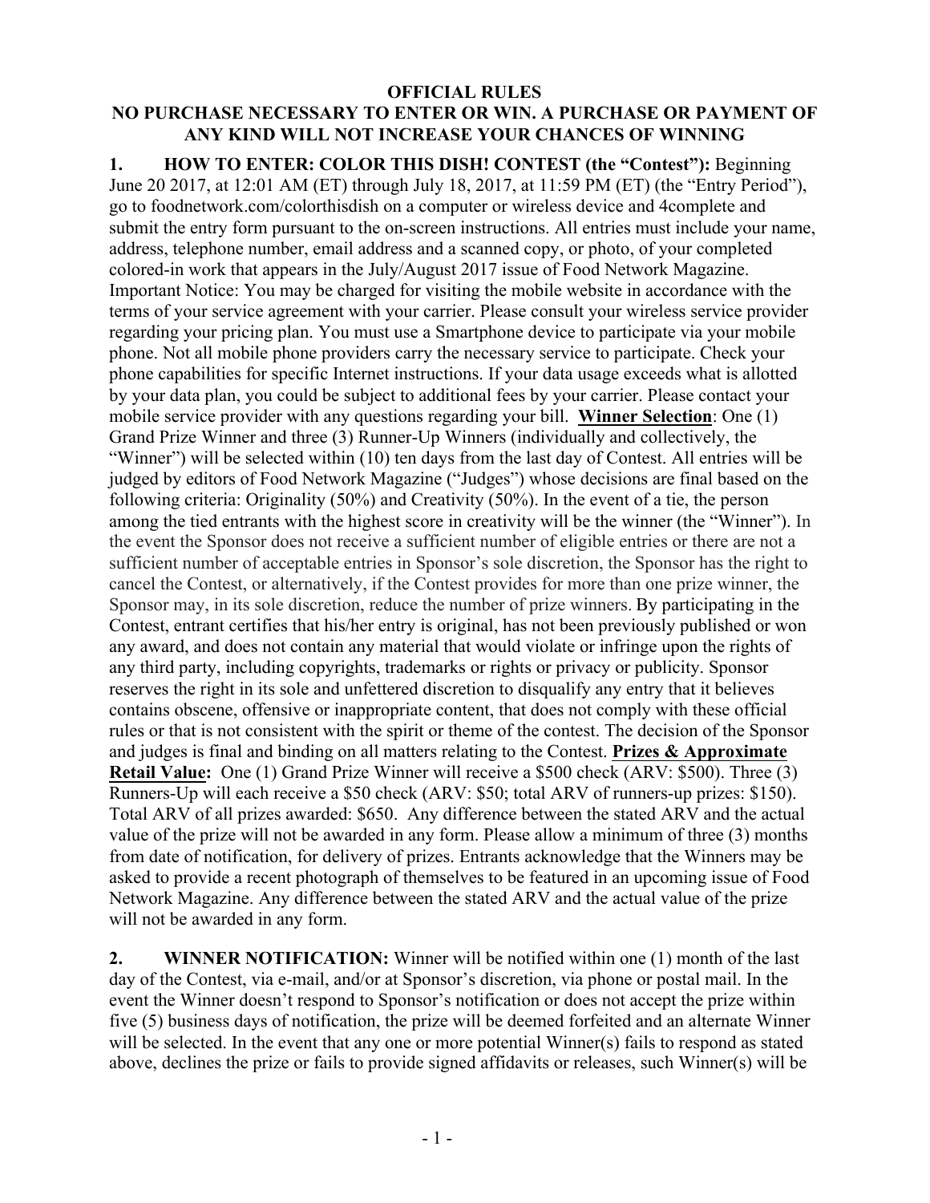**OFFICIAL RULES**

**NO PURCHASE NECESSARY TO ENTER OR WIN. A PURCHASE OR PAYMENT OF ANY KIND WILL NOT INCREASE YOUR CHANCES OF WINNING**

**1. HOW TO ENTER: COLOR THIS DISH! CONTEST (the "Contest"):** Beginning June 20 2017, at 12:01 AM (ET) through July 18, 2017, at 11:59 PM (ET) (the "Entry Period"), go to foodnetwork.com/colorthisdish on a computer or wireless device and 4complete and submit the entry form pursuant to the on-screen instructions. All entries must include your name, address, telephone number, email address and a scanned copy, or photo, of your completed colored-in work that appears in the July/August 2017 issue of Food Network Magazine. Important Notice: You may be charged for visiting the mobile website in accordance with the terms of your service agreement with your carrier. Please consult your wireless service provider regarding your pricing plan. You must use a Smartphone device to participate via your mobile phone. Not all mobile phone providers carry the necessary service to participate. Check your phone capabilities for specific Internet instructions. If your data usage exceeds what is allotted by your data plan, you could be subject to additional fees by your carrier. Please contact your mobile service provider with any questions regarding your bill. **Winner Selection**: One (1) Grand Prize Winner and three (3) Runner-Up Winners (individually and collectively, the "Winner") will be selected within (10) ten days from the last day of Contest. All entries will be judged by editors of Food Network Magazine ("Judges") whose decisions are final based on the following criteria: Originality (50%) and Creativity (50%). In the event of a tie, the person among the tied entrants with the highest score in creativity will be the winner (the "Winner"). In the event the Sponsor does not receive a sufficient number of eligible entries or there are not a sufficient number of acceptable entries in Sponsor's sole discretion, the Sponsor has the right to cancel the Contest, or alternatively, if the Contest provides for more than one prize winner, the Sponsor may, in its sole discretion, reduce the number of prize winners. By participating in the Contest, entrant certifies that his/her entry is original, has not been previously published or won any award, and does not contain any material that would violate or infringe upon the rights of any third party, including copyrights, trademarks or rights or privacy or publicity. Sponsor reserves the right in its sole and unfettered discretion to disqualify any entry that it believes contains obscene, offensive or inappropriate content, that does not comply with these official rules or that is not consistent with the spirit or theme of the contest. The decision of the Sponsor and judges is final and binding on all matters relating to the Contest. **Prizes & Approximate Retail Value:** One (1) Grand Prize Winner will receive a $500 check (ARV: $500). Three (3) Runners-Up will each receive a $50 check (ARV: $50; total ARV of runners-up prizes: $150). Total ARV of all prizes awarded: $650. Any difference between the stated ARV and the actual value of the prize will not be awarded in any form. Please allow a minimum of three (3) months from date of notification, for delivery of prizes. Entrants acknowledge that the Winners may be asked to provide a recent photograph of themselves to be featured in an upcoming issue of Food Network Magazine. Any difference between the stated ARV and the actual value of the prize will not be awarded in any form.

**2. WINNER NOTIFICATION:** Winner will be notified within one (1) month of the last day of the Contest, via e-mail, and/or at Sponsor's discretion, via phone or postal mail. In the event the Winner doesn't respond to Sponsor's notification or does not accept the prize within five (5) business days of notification, the prize will be deemed forfeited and an alternate Winner will be selected. In the event that any one or more potential Winner(s) fails to respond as stated above, declines the prize or fails to provide signed affidavits or releases, such Winner(s) will be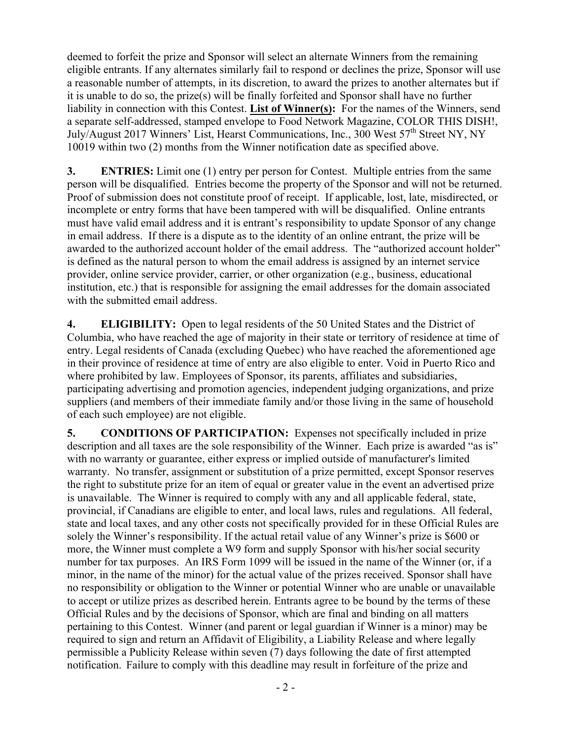deemed to forfeit the prize and Sponsor will select an alternate Winners from the remaining eligible entrants. If any alternates similarly fail to respond or declines the prize, Sponsor will use a reasonable number of attempts, in its discretion, to award the prizes to another alternates but if it is unable to do so, the prize(s) will be finally forfeited and Sponsor shall have no further liability in connection with this Contest. **List of Winner(s):** For the names of the Winners, send a separate self-addressed, stamped envelope to Food Network Magazine, COLOR THIS DISH!, July/August 2017 Winners' List, Hearst Communications, Inc., 300 West 57th Street NY, NY 10019 within two (2) months from the Winner notification date as specified above.

**3. ENTRIES:** Limit one (1) entry per person for Contest. Multiple entries from the same person will be disqualified. Entries become the property of the Sponsor and will not be returned. Proof of submission does not constitute proof of receipt. If applicable, lost, late, misdirected, or incomplete or entry forms that have been tampered with will be disqualified. Online entrants must have valid email address and it is entrant's responsibility to update Sponsor of any change in email address. If there is a dispute as to the identity of an online entrant, the prize will be awarded to the authorized account holder of the email address. The "authorized account holder" is defined as the natural person to whom the email address is assigned by an internet service provider, online service provider, carrier, or other organization (e.g., business, educational institution, etc.) that is responsible for assigning the email addresses for the domain associated with the submitted email address.

**4. ELIGIBILITY:** Open to legal residents of the 50 United States and the District of Columbia, who have reached the age of majority in their state or territory of residence at time of entry. Legal residents of Canada (excluding Quebec) who have reached the aforementioned age in their province of residence at time of entry are also eligible to enter. Void in Puerto Rico and where prohibited by law. Employees of Sponsor, its parents, affiliates and subsidiaries, participating advertising and promotion agencies, independent judging organizations, and prize suppliers (and members of their immediate family and/or those living in the same of household of each such employee) are not eligible.

**5. CONDITIONS OF PARTICIPATION:** Expenses not specifically included in prize description and all taxes are the sole responsibility of the Winner. Each prize is awarded "as is" with no warranty or guarantee, either express or implied outside of manufacturer's limited warranty. No transfer, assignment or substitution of a prize permitted, except Sponsor reserves the right to substitute prize for an item of equal or greater value in the event an advertised prize is unavailable. The Winner is required to comply with any and all applicable federal, state, provincial, if Canadians are eligible to enter, and local laws, rules and regulations. All federal, state and local taxes, and any other costs not specifically provided for in these Official Rules are solely the Winner's responsibility. If the actual retail value of any Winner's prize is $600 or more, the Winner must complete a W9 form and supply Sponsor with his/her social security number for tax purposes. An IRS Form 1099 will be issued in the name of the Winner (or, if a minor, in the name of the minor) for the actual value of the prizes received. Sponsor shall have no responsibility or obligation to the Winner or potential Winner who are unable or unavailable to accept or utilize prizes as described herein. Entrants agree to be bound by the terms of these Official Rules and by the decisions of Sponsor, which are final and binding on all matters pertaining to this Contest. Winner (and parent or legal guardian if Winner is a minor) may be required to sign and return an Affidavit of Eligibility, a Liability Release and where legally permissible a Publicity Release within seven (7) days following the date of first attempted notification. Failure to comply with this deadline may result in forfeiture of the prize and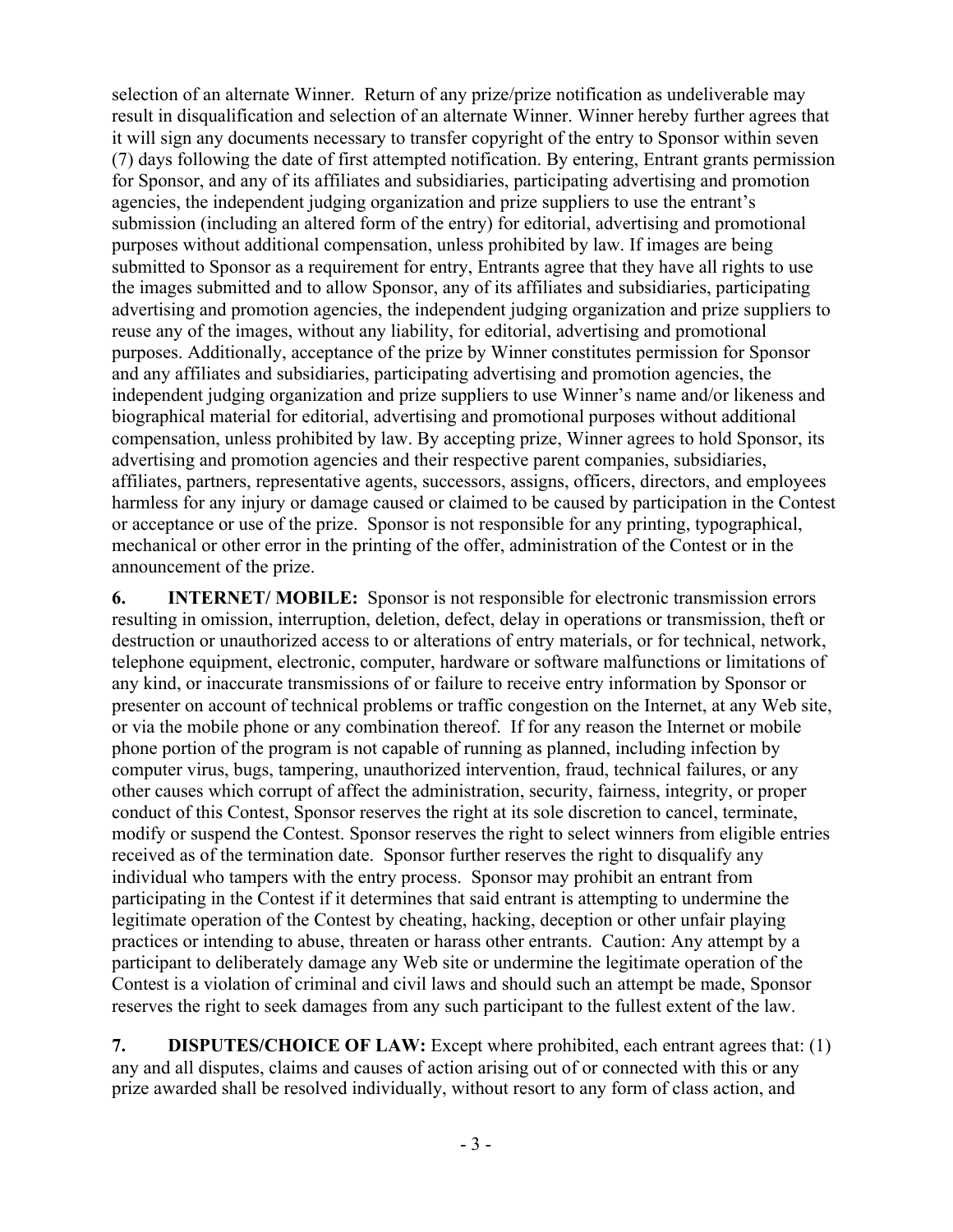selection of an alternate Winner. Return of any prize/prize notification as undeliverable may result in disqualification and selection of an alternate Winner. Winner hereby further agrees that it will sign any documents necessary to transfer copyright of the entry to Sponsor within seven (7) days following the date of first attempted notification. By entering, Entrant grants permission for Sponsor, and any of its affiliates and subsidiaries, participating advertising and promotion agencies, the independent judging organization and prize suppliers to use the entrant's submission (including an altered form of the entry) for editorial, advertising and promotional purposes without additional compensation, unless prohibited by law. If images are being submitted to Sponsor as a requirement for entry, Entrants agree that they have all rights to use the images submitted and to allow Sponsor, any of its affiliates and subsidiaries, participating advertising and promotion agencies, the independent judging organization and prize suppliers to reuse any of the images, without any liability, for editorial, advertising and promotional purposes. Additionally, acceptance of the prize by Winner constitutes permission for Sponsor and any affiliates and subsidiaries, participating advertising and promotion agencies, the independent judging organization and prize suppliers to use Winner's name and/or likeness and biographical material for editorial, advertising and promotional purposes without additional compensation, unless prohibited by law. By accepting prize, Winner agrees to hold Sponsor, its advertising and promotion agencies and their respective parent companies, subsidiaries, affiliates, partners, representative agents, successors, assigns, officers, directors, and employees harmless for any injury or damage caused or claimed to be caused by participation in the Contest or acceptance or use of the prize. Sponsor is not responsible for any printing, typographical, mechanical or other error in the printing of the offer, administration of the Contest or in the announcement of the prize.

**6. INTERNET/ MOBILE:** Sponsor is not responsible for electronic transmission errors resulting in omission, interruption, deletion, defect, delay in operations or transmission, theft or destruction or unauthorized access to or alterations of entry materials, or for technical, network, telephone equipment, electronic, computer, hardware or software malfunctions or limitations of any kind, or inaccurate transmissions of or failure to receive entry information by Sponsor or presenter on account of technical problems or traffic congestion on the Internet, at any Web site, or via the mobile phone or any combination thereof. If for any reason the Internet or mobile phone portion of the program is not capable of running as planned, including infection by computer virus, bugs, tampering, unauthorized intervention, fraud, technical failures, or any other causes which corrupt of affect the administration, security, fairness, integrity, or proper conduct of this Contest, Sponsor reserves the right at its sole discretion to cancel, terminate, modify or suspend the Contest. Sponsor reserves the right to select winners from eligible entries received as of the termination date. Sponsor further reserves the right to disqualify any individual who tampers with the entry process. Sponsor may prohibit an entrant from participating in the Contest if it determines that said entrant is attempting to undermine the legitimate operation of the Contest by cheating, hacking, deception or other unfair playing practices or intending to abuse, threaten or harass other entrants. Caution: Any attempt by a participant to deliberately damage any Web site or undermine the legitimate operation of the Contest is a violation of criminal and civil laws and should such an attempt be made, Sponsor reserves the right to seek damages from any such participant to the fullest extent of the law.

**7. DISPUTES/CHOICE OF LAW:** Except where prohibited, each entrant agrees that: (1) any and all disputes, claims and causes of action arising out of or connected with this or any prize awarded shall be resolved individually, without resort to any form of class action, and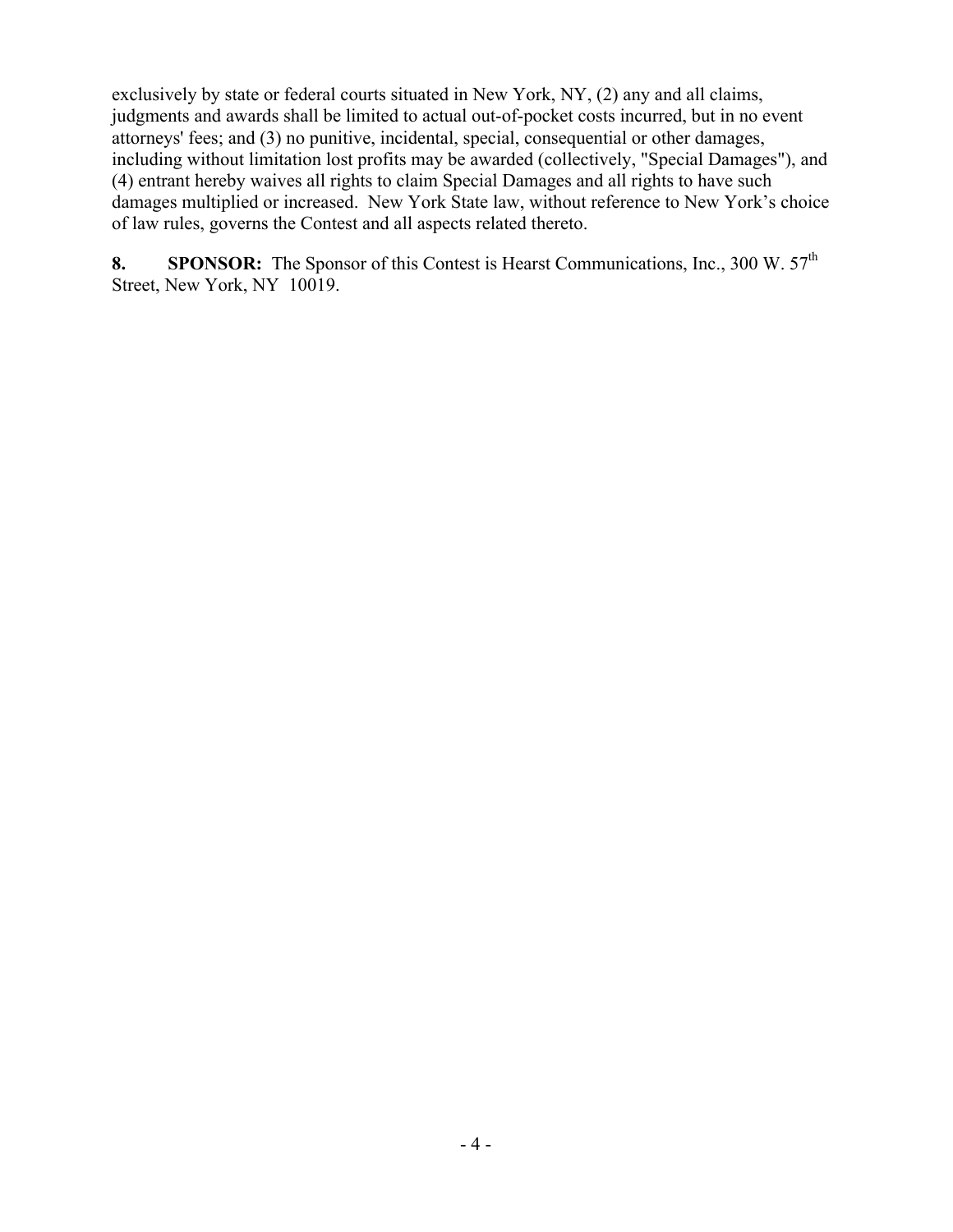exclusively by state or federal courts situated in New York, NY, (2) any and all claims, judgments and awards shall be limited to actual out-of-pocket costs incurred, but in no event attorneys' fees; and (3) no punitive, incidental, special, consequential or other damages, including without limitation lost profits may be awarded (collectively, "Special Damages"), and (4) entrant hereby waives all rights to claim Special Damages and all rights to have such damages multiplied or increased. New York State law, without reference to New York's choice of law rules, governs the Contest and all aspects related thereto.

**8. SPONSOR:** The Sponsor of this Contest is Hearst Communications, Inc., 300 W. 57th Street, New York, NY 10019.